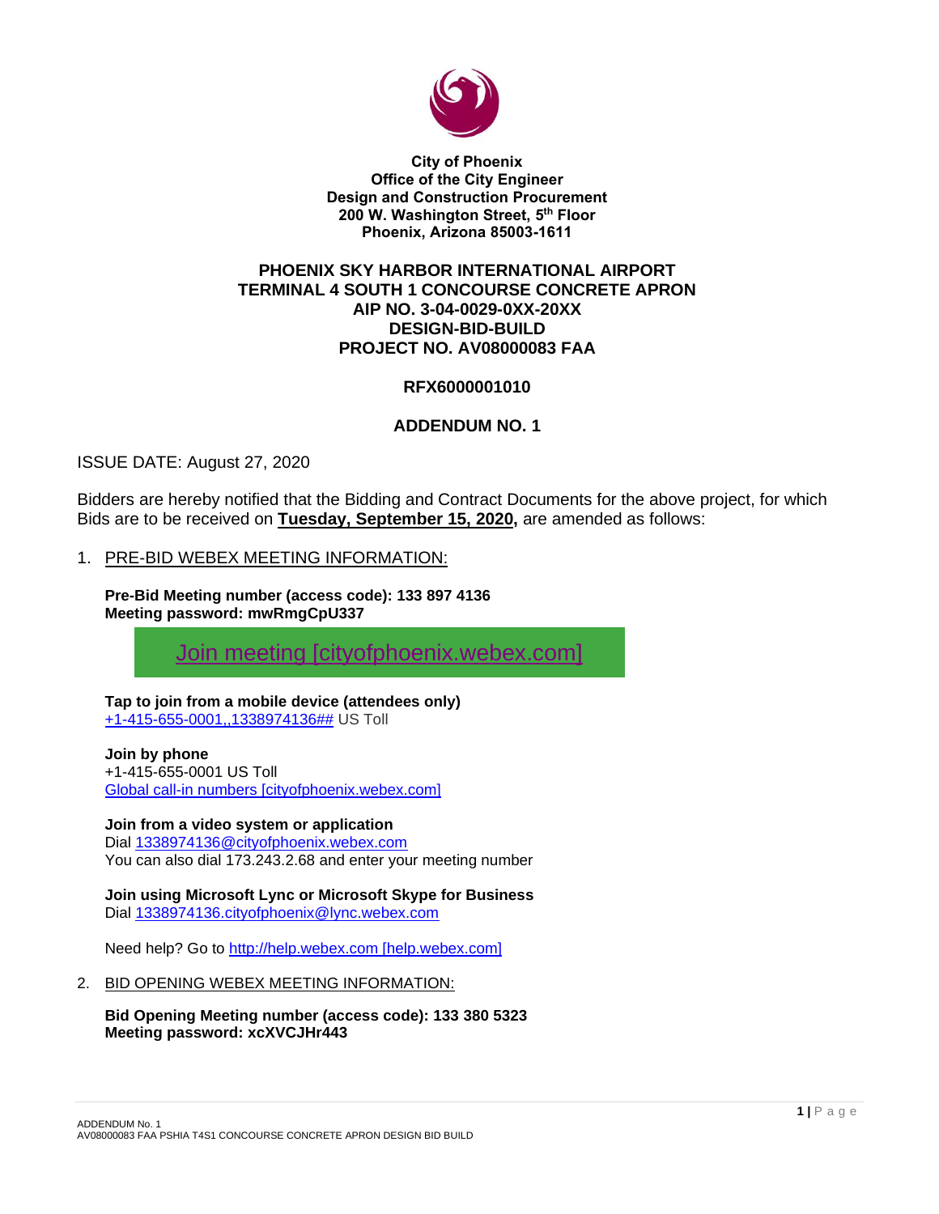**City of Phoenix**
**Office of the City Engineer**
**Design and Construction Procurement**
**200 W. Washington Street, 5th Floor**
**Phoenix, Arizona 85003-1611**

# PHOENIX SKY HARBOR INTERNATIONAL AIRPORT TERMINAL 4 SOUTH 1 CONCOURSE CONCRETE APRON AIP NO. 3-04-0029-0XX-20XX DESIGN-BID-BUILD PROJECT NO. AV08000083 FAA

## RFX6000001010

## ADDENDUM NO. 1

ISSUE DATE: August 27, 2020

Bidders are hereby notified that the Bidding and Contract Documents for the above project, for which Bids are to be received on **Tuesday, September 15, 2020,** are amended as follows:

1. PRE-BID WEBEX MEETING INFORMATION:

   **Pre-Bid Meeting number (access code): 133 897 4136**
   **Meeting password: mwRmgCpU337**

   Join meeting [cityofphoenix.webex.com]

   **Tap to join from a mobile device (attendees only)**
   +1-415-655-0001,,1338974136## US Toll

   **Join by phone**
   +1-415-655-0001 US Toll
   Global call-in numbers [cityofphoenix.webex.com]

   **Join from a video system or application**
   Dial 1338974136@cityofphoenix.webex.com
   You can also dial 173.243.2.68 and enter your meeting number

   **Join using Microsoft Lync or Microsoft Skype for Business**
   Dial 1338974136.cityofphoenix@lync.webex.com

   Need help? Go to http://help.webex.com [help.webex.com]

2. BID OPENING WEBEX MEETING INFORMATION:

   **Bid Opening Meeting number (access code): 133 380 5323**
   **Meeting password: xcXVCJHr443**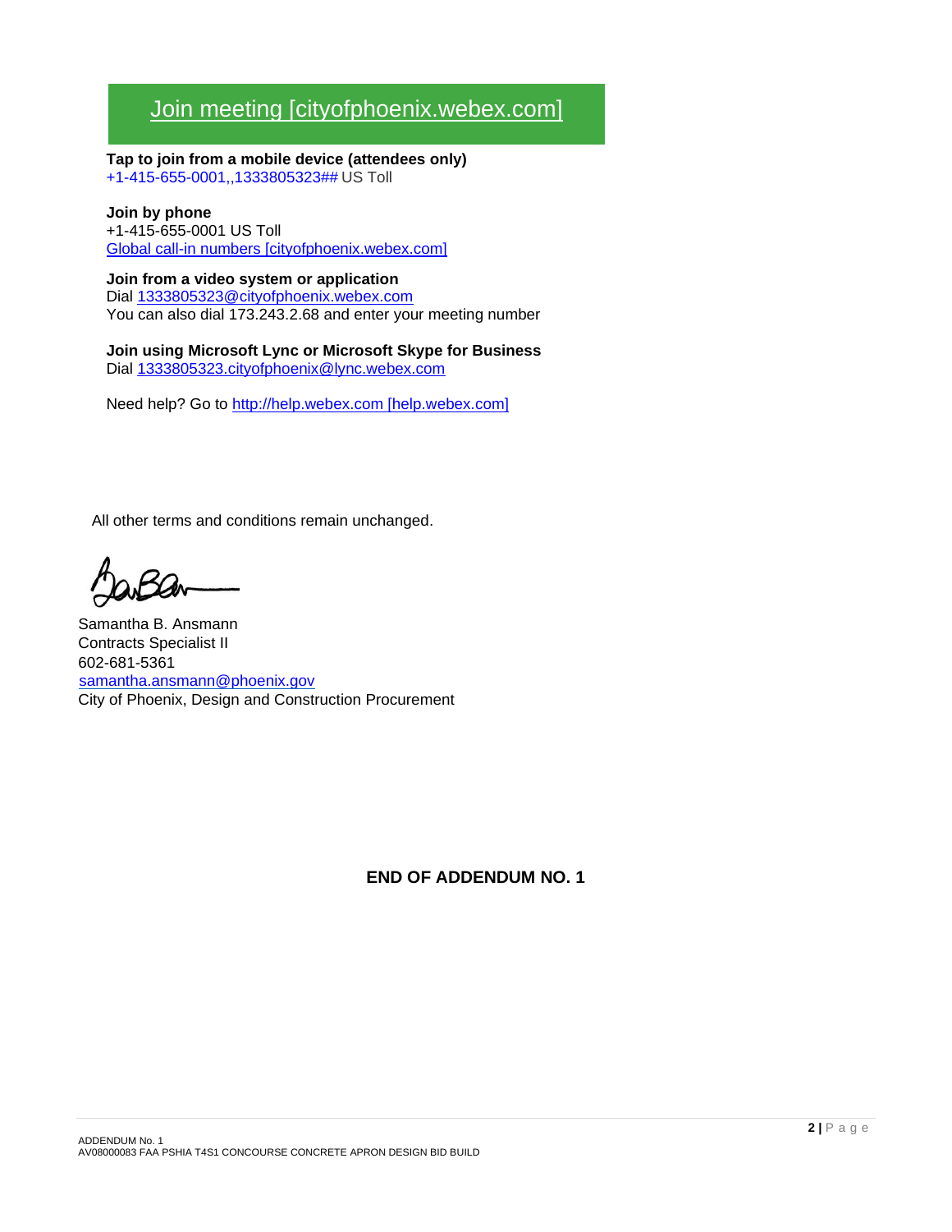[Join meeting [cityofphoenix.webex.com]]

**Tap to join from a mobile device (attendees only)**
+1-415-655-0001,,1333805323## US Toll

**Join by phone**
+1-415-655-0001 US Toll
Global call-in numbers [cityofphoenix.webex.com]

**Join from a video system or application**
Dial 1333805323@cityofphoenix.webex.com
You can also dial 173.243.2.68 and enter your meeting number

**Join using Microsoft Lync or Microsoft Skype for Business**
Dial 1333805323.cityofphoenix@lync.webex.com

Need help? Go to http://help.webex.com [help.webex.com]

All other terms and conditions remain unchanged.

Samantha B. Ansmann
Contracts Specialist II
602-681-5361
samantha.ansmann@phoenix.gov
City of Phoenix, Design and Construction Procurement

**END OF ADDENDUM NO. 1**